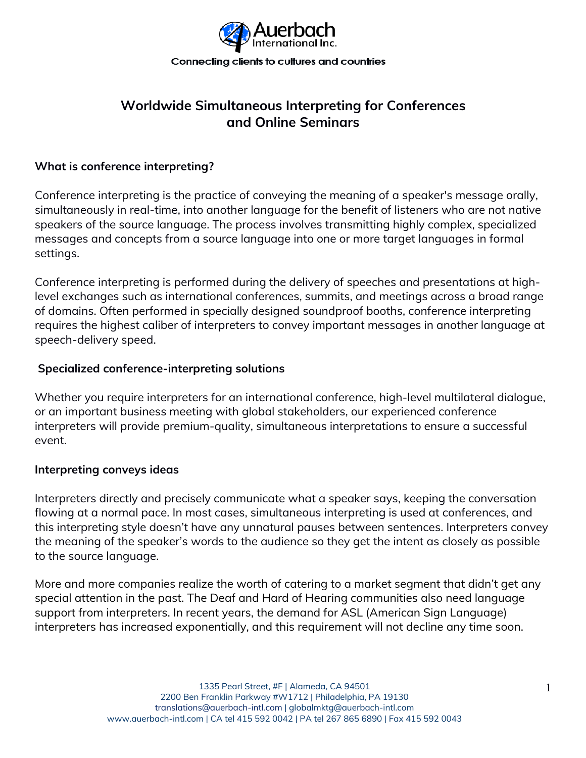Auerbach International Inc.

Connecting clients to cultures and countries

# Worldwide Simultaneous Interpreting for Conferences and Online Seminars

**What is conference interpreting?**

Conference interpreting is the practice of conveying the meaning of a speaker's message orally, simultaneously in real-time, into another language for the benefit of listeners who are not native speakers of the source language. The process involves transmitting highly complex, specialized messages and concepts from a source language into one or more target languages in formal settings.

Conference interpreting is performed during the delivery of speeches and presentations at high-level exchanges such as international conferences, summits, and meetings across a broad range of domains. Often performed in specially designed soundproof booths, conference interpreting requires the highest caliber of interpreters to convey important messages in another language at speech-delivery speed.

**Specialized conference-interpreting solutions**

Whether you require interpreters for an international conference, high-level multilateral dialogue, or an important business meeting with global stakeholders, our experienced conference interpreters will provide premium-quality, simultaneous interpretations to ensure a successful event.

**Interpreting conveys ideas**

Interpreters directly and precisely communicate what a speaker says, keeping the conversation flowing at a normal pace. In most cases, simultaneous interpreting is used at conferences, and this interpreting style doesn't have any unnatural pauses between sentences. Interpreters convey the meaning of the speaker's words to the audience so they get the intent as closely as possible to the source language.

More and more companies realize the worth of catering to a market segment that didn't get any special attention in the past. The Deaf and Hard of Hearing communities also need language support from interpreters. In recent years, the demand for ASL (American Sign Language) interpreters has increased exponentially, and this requirement will not decline any time soon.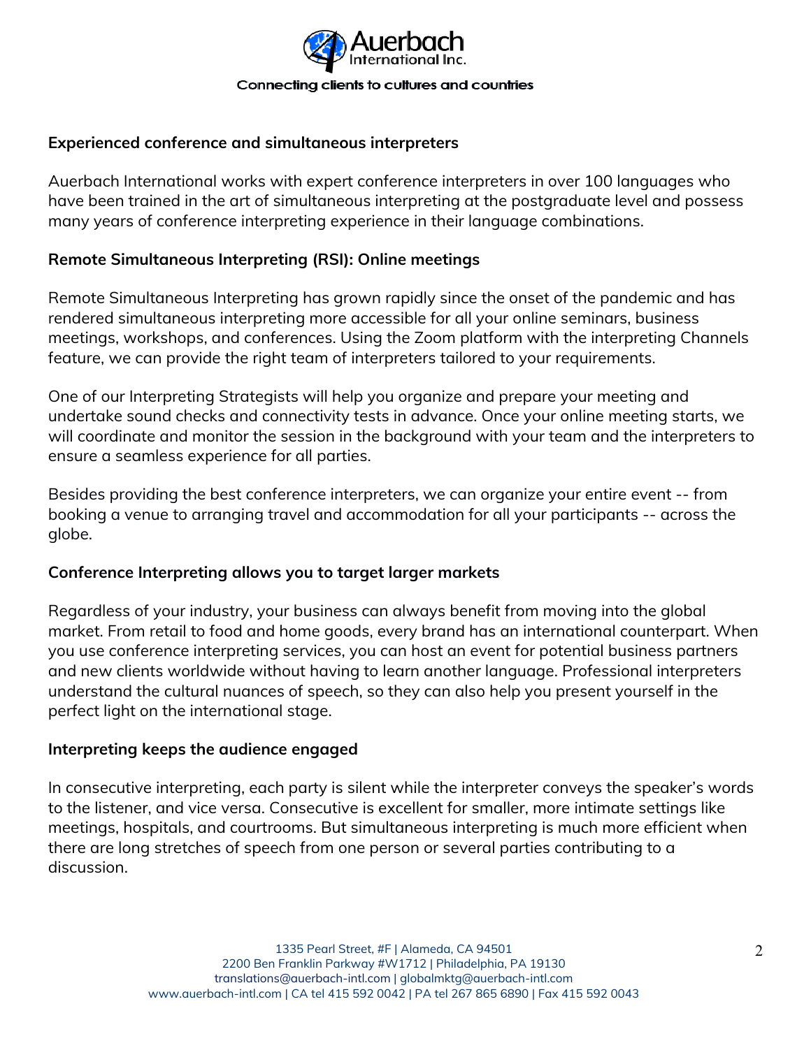## Experienced conference and simultaneous interpreters

Auerbach International works with expert conference interpreters in over 100 languages who have been trained in the art of simultaneous interpreting at the postgraduate level and possess many years of conference interpreting experience in their language combinations.

## Remote Simultaneous Interpreting (RSI): Online meetings

Remote Simultaneous Interpreting has grown rapidly since the onset of the pandemic and has rendered simultaneous interpreting more accessible for all your online seminars, business meetings, workshops, and conferences. Using the Zoom platform with the interpreting Channels feature, we can provide the right team of interpreters tailored to your requirements.

One of our Interpreting Strategists will help you organize and prepare your meeting and undertake sound checks and connectivity tests in advance. Once your online meeting starts, we will coordinate and monitor the session in the background with your team and the interpreters to ensure a seamless experience for all parties.

Besides providing the best conference interpreters, we can organize your entire event -- from booking a venue to arranging travel and accommodation for all your participants -- across the globe.

## Conference Interpreting allows you to target larger markets

Regardless of your industry, your business can always benefit from moving into the global market. From retail to food and home goods, every brand has an international counterpart. When you use conference interpreting services, you can host an event for potential business partners and new clients worldwide without having to learn another language. Professional interpreters understand the cultural nuances of speech, so they can also help you present yourself in the perfect light on the international stage.

## Interpreting keeps the audience engaged

In consecutive interpreting, each party is silent while the interpreter conveys the speaker's words to the listener, and vice versa. Consecutive is excellent for smaller, more intimate settings like meetings, hospitals, and courtrooms. But simultaneous interpreting is much more efficient when there are long stretches of speech from one person or several parties contributing to a discussion.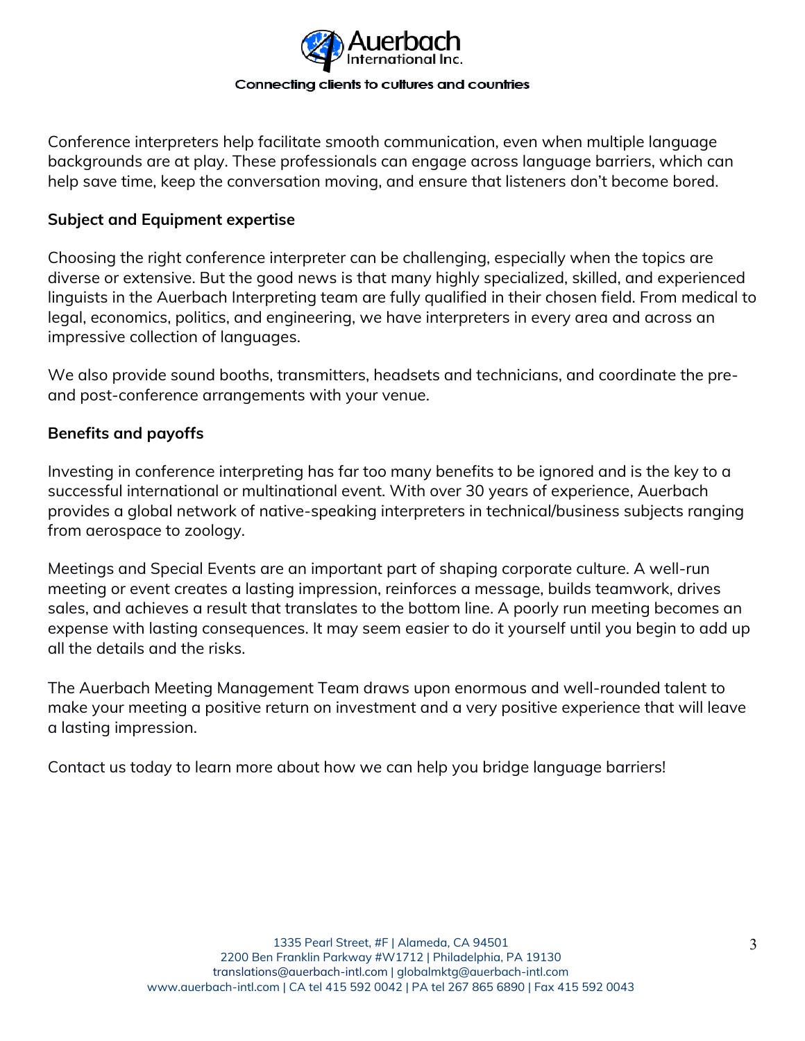Conference interpreters help facilitate smooth communication, even when multiple language backgrounds are at play. These professionals can engage across language barriers, which can help save time, keep the conversation moving, and ensure that listeners don't become bored.

**Subject and Equipment expertise**

Choosing the right conference interpreter can be challenging, especially when the topics are diverse or extensive. But the good news is that many highly specialized, skilled, and experienced linguists in the Auerbach Interpreting team are fully qualified in their chosen field. From medical to legal, economics, politics, and engineering, we have interpreters in every area and across an impressive collection of languages.

We also provide sound booths, transmitters, headsets and technicians, and coordinate the pre- and post-conference arrangements with your venue.

**Benefits and payoffs**

Investing in conference interpreting has far too many benefits to be ignored and is the key to a successful international or multinational event. With over 30 years of experience, Auerbach provides a global network of native-speaking interpreters in technical/business subjects ranging from aerospace to zoology.

Meetings and Special Events are an important part of shaping corporate culture. A well-run meeting or event creates a lasting impression, reinforces a message, builds teamwork, drives sales, and achieves a result that translates to the bottom line. A poorly run meeting becomes an expense with lasting consequences. It may seem easier to do it yourself until you begin to add up all the details and the risks.

The Auerbach Meeting Management Team draws upon enormous and well-rounded talent to make your meeting a positive return on investment and a very positive experience that will leave a lasting impression.

Contact us today to learn more about how we can help you bridge language barriers!